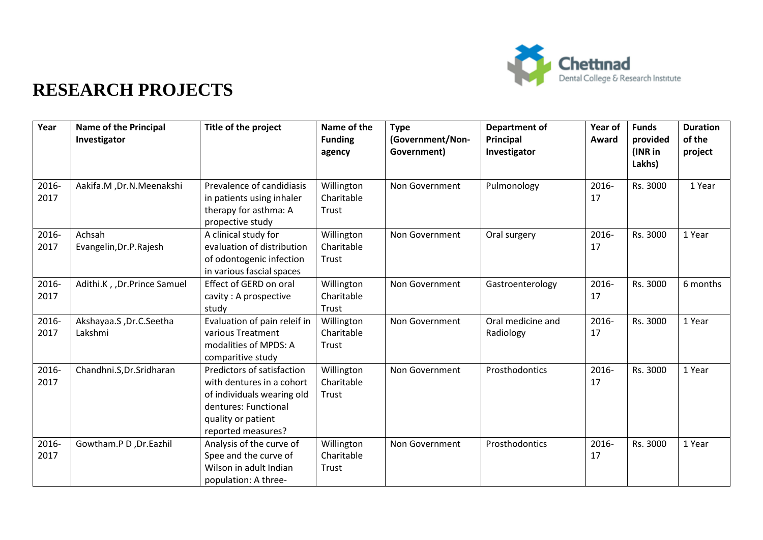# RESEARCH PROJECTS

| Year | Name of the Principal Investigator | Title of the project | Name of the Funding agency | Type (Government/Non-Government) | Department of Principal Investigator | Year of Award | Funds provided (INR in Lakhs) | Duration of the project |
|---|---|---|---|---|---|---|---|---|
| 2016-2017 | Aakifa.M ,Dr.N.Meenakshi | Prevalence of candidiasis in patients using inhaler therapy for asthma: A propective study | Willington Charitable Trust | Non Government | Pulmonology | 2016-17 | Rs. 3000 | 1 Year |
| 2016-2017 | Achsah Evangelin,Dr.P.Rajesh | A clinical study for evaluation of distribution of odontogenic infection in various fascial spaces | Willington Charitable Trust | Non Government | Oral surgery | 2016-17 | Rs. 3000 | 1 Year |
| 2016-2017 | Adithi.K , ,Dr.Prince Samuel | Effect of GERD on oral cavity : A prospective study | Willington Charitable Trust | Non Government | Gastroenterology | 2016-17 | Rs. 3000 | 6 months |
| 2016-2017 | Akshayaa.S ,Dr.C.Seetha Lakshmi | Evaluation of pain releif in various Treatment modalities of MPDS: A comparitive study | Willington Charitable Trust | Non Government | Oral medicine and Radiology | 2016-17 | Rs. 3000 | 1 Year |
| 2016-2017 | Chandhni.S,Dr.Sridharan | Predictors of satisfaction with dentures in a cohort of individuals wearing old dentures: Functional quality or patient reported measures? | Willington Charitable Trust | Non Government | Prosthodontics | 2016-17 | Rs. 3000 | 1 Year |
| 2016-2017 | Gowtham.P D ,Dr.Eazhil | Analysis of the curve of Spee and the curve of Wilson in adult Indian population: A three- | Willington Charitable Trust | Non Government | Prosthodontics | 2016-17 | Rs. 3000 | 1 Year |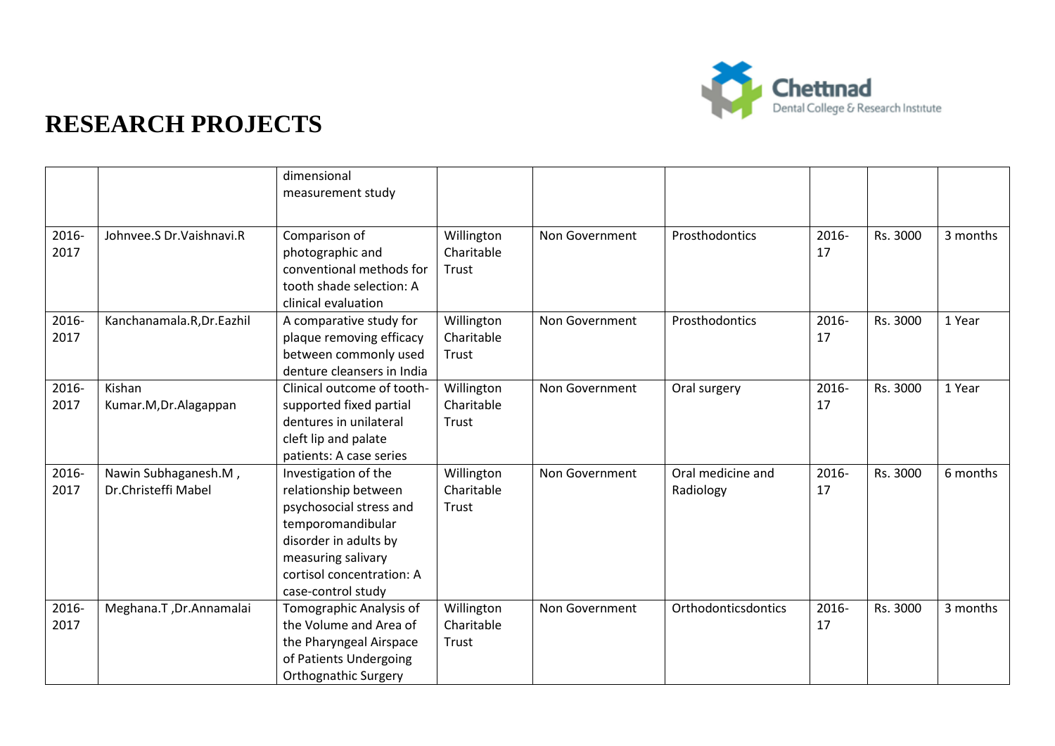# RESEARCH PROJECTS

| | | | | | | | | |
|---|---|---|---|---|---|---|---|---|
| | | dimensional measurement study | | | | | | |
| 2016-2017 | Johnvee.S Dr.Vaishnavi.R | Comparison of photographic and conventional methods for tooth shade selection: A clinical evaluation | Willington Charitable Trust | Non Government | Prosthodontics | 2016-17 | Rs. 3000 | 3 months |
| 2016-2017 | Kanchanamala.R,Dr.Eazhil | A comparative study for plaque removing efficacy between commonly used denture cleansers in India | Willington Charitable Trust | Non Government | Prosthodontics | 2016-17 | Rs. 3000 | 1 Year |
| 2016-2017 | Kishan Kumar.M,Dr.Alagappan | Clinical outcome of tooth-supported fixed partial dentures in unilateral cleft lip and palate patients: A case series | Willington Charitable Trust | Non Government | Oral surgery | 2016-17 | Rs. 3000 | 1 Year |
| 2016-2017 | Nawin Subhaganesh.M , Dr.Christeffi Mabel | Investigation of the relationship between psychosocial stress and temporomandibular disorder in adults by measuring salivary cortisol concentration: A case-control study | Willington Charitable Trust | Non Government | Oral medicine and Radiology | 2016-17 | Rs. 3000 | 6 months |
| 2016-2017 | Meghana.T ,Dr.Annamalai | Tomographic Analysis of the Volume and Area of the Pharyngeal Airspace of Patients Undergoing Orthognathic Surgery | Willington Charitable Trust | Non Government | Orthodonticsdontics | 2016-17 | Rs. 3000 | 3 months |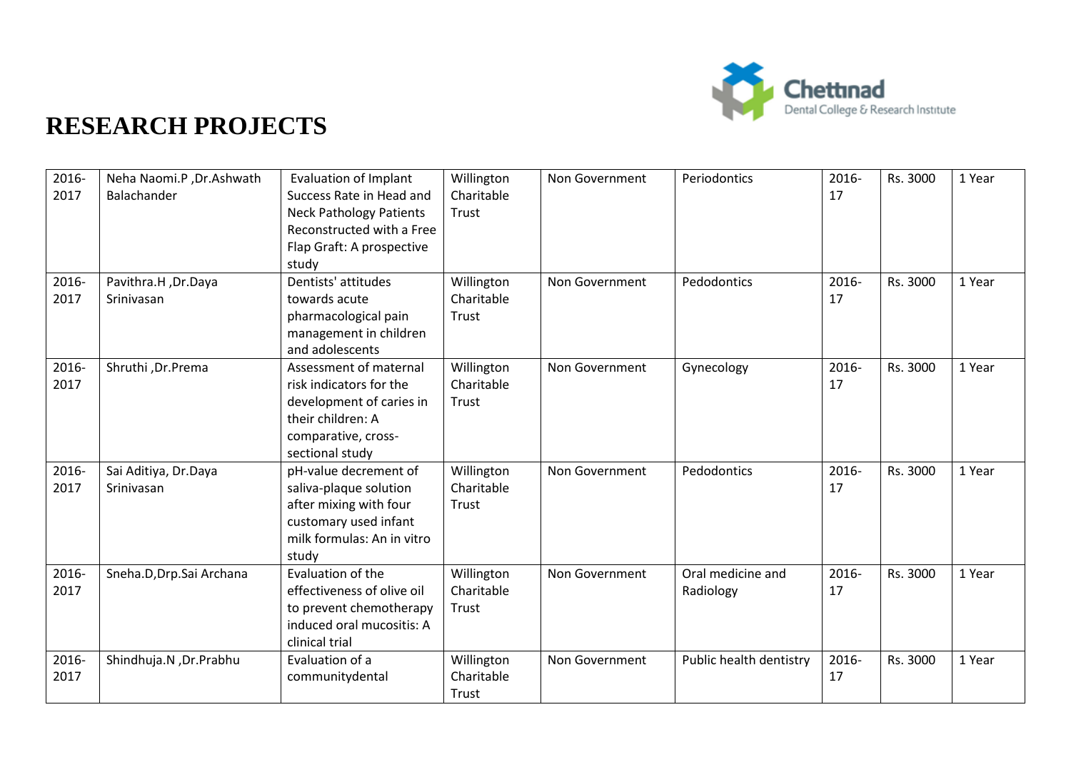# RESEARCH PROJECTS

| | | | | | | | | |
|---|---|---|---|---|---|---|---|---|
| 2016-2017 | Neha Naomi.P ,Dr.Ashwath Balachander | Evaluation of Implant Success Rate in Head and Neck Pathology Patients Reconstructed with a Free Flap Graft: A prospective study | Willington Charitable Trust | Non Government | Periodontics | 2016-17 | Rs. 3000 | 1 Year |
| 2016-2017 | Pavithra.H ,Dr.Daya Srinivasan | Dentists' attitudes towards acute pharmacological pain management in children and adolescents | Willington Charitable Trust | Non Government | Pedodontics | 2016-17 | Rs. 3000 | 1 Year |
| 2016-2017 | Shruthi ,Dr.Prema | Assessment of maternal risk indicators for the development of caries in their children: A comparative, cross-sectional study | Willington Charitable Trust | Non Government | Gynecology | 2016-17 | Rs. 3000 | 1 Year |
| 2016-2017 | Sai Aditiya, Dr.Daya Srinivasan | pH-value decrement of saliva-plaque solution after mixing with four customary used infant milk formulas: An in vitro study | Willington Charitable Trust | Non Government | Pedodontics | 2016-17 | Rs. 3000 | 1 Year |
| 2016-2017 | Sneha.D,Drp.Sai Archana | Evaluation of the effectiveness of olive oil to prevent chemotherapy induced oral mucositis: A clinical trial | Willington Charitable Trust | Non Government | Oral medicine and Radiology | 2016-17 | Rs. 3000 | 1 Year |
| 2016-2017 | Shindhuja.N ,Dr.Prabhu | Evaluation of a communitydental | Willington Charitable Trust | Non Government | Public health dentistry | 2016-17 | Rs. 3000 | 1 Year |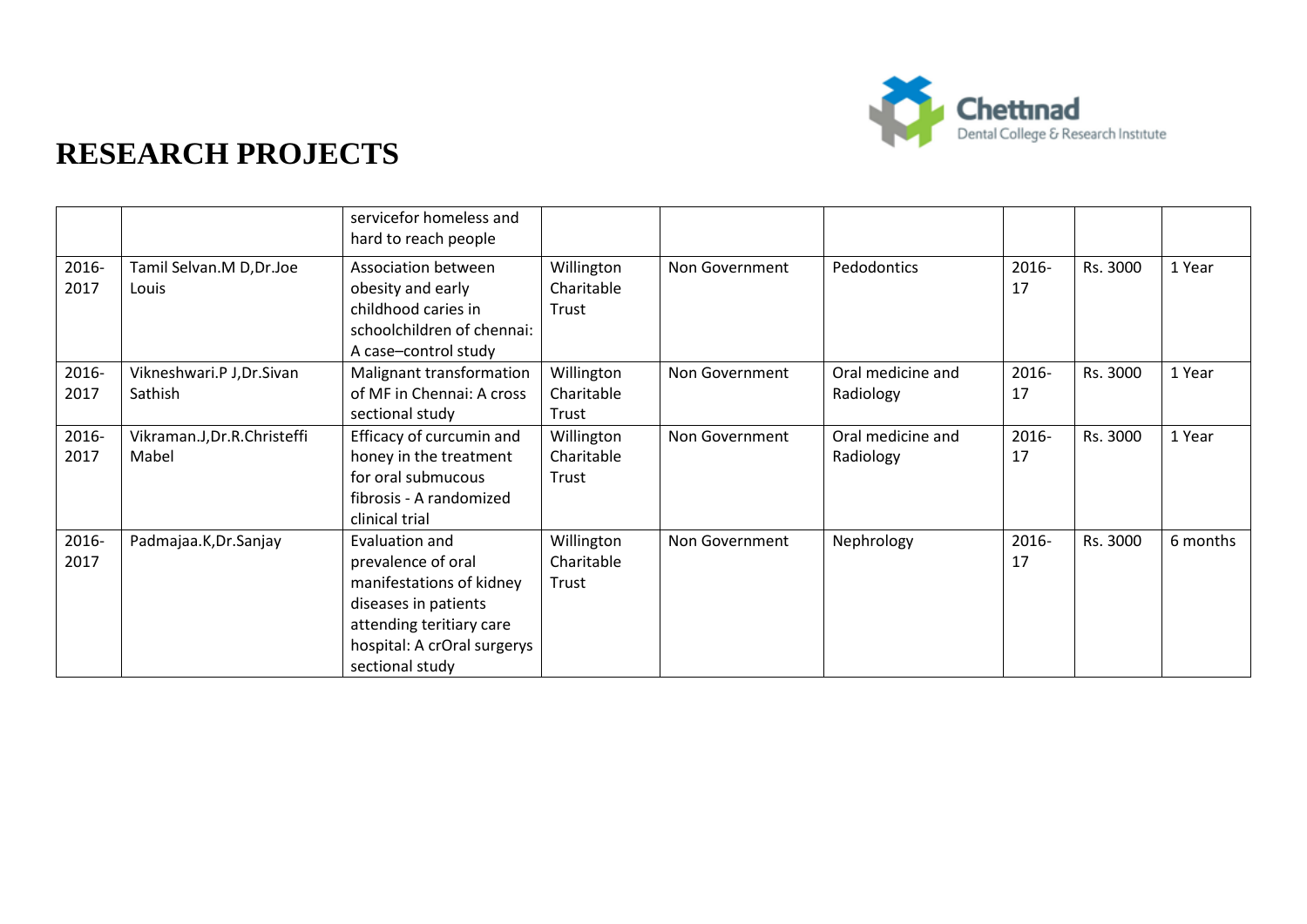# RESEARCH PROJECTS

| | | | | | | | | |
|---|---|---|---|---|---|---|---|---|
| | | servicefor homeless and hard to reach people | | | | | | |
| 2016-2017 | Tamil Selvan.M D,Dr.Joe Louis | Association between obesity and early childhood caries in schoolchildren of chennai: A case–control study | Willington Charitable Trust | Non Government | Pedodontics | 2016-17 | Rs. 3000 | 1 Year |
| 2016-2017 | Vikneshwari.P J,Dr.Sivan Sathish | Malignant transformation of MF in Chennai: A cross sectional study | Willington Charitable Trust | Non Government | Oral medicine and Radiology | 2016-17 | Rs. 3000 | 1 Year |
| 2016-2017 | Vikraman.J,Dr.R.Christeffi Mabel | Efficacy of curcumin and honey in the treatment for oral submucous fibrosis - A randomized clinical trial | Willington Charitable Trust | Non Government | Oral medicine and Radiology | 2016-17 | Rs. 3000 | 1 Year |
| 2016-2017 | Padmajaa.K,Dr.Sanjay | Evaluation and prevalence of oral manifestations of kidney diseases in patients attending teritiary care hospital: A crOral surgerys sectional study | Willington Charitable Trust | Non Government | Nephrology | 2016-17 | Rs. 3000 | 6 months |